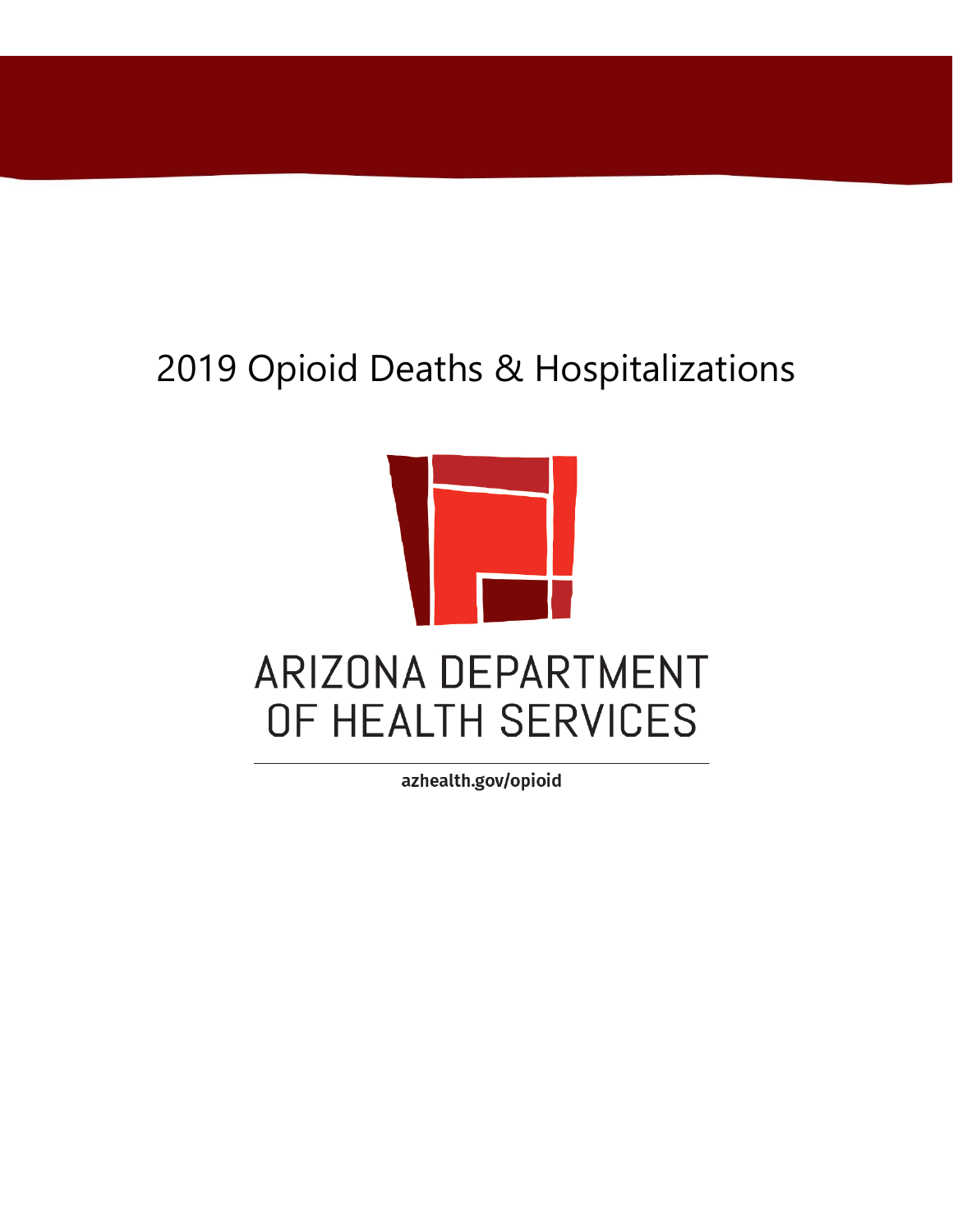# 2019 Opioid Deaths & Hospitalizations

ARIZONA DEPARTMENT OF HEALTH SERVICES

**azhealth.gov/opioid**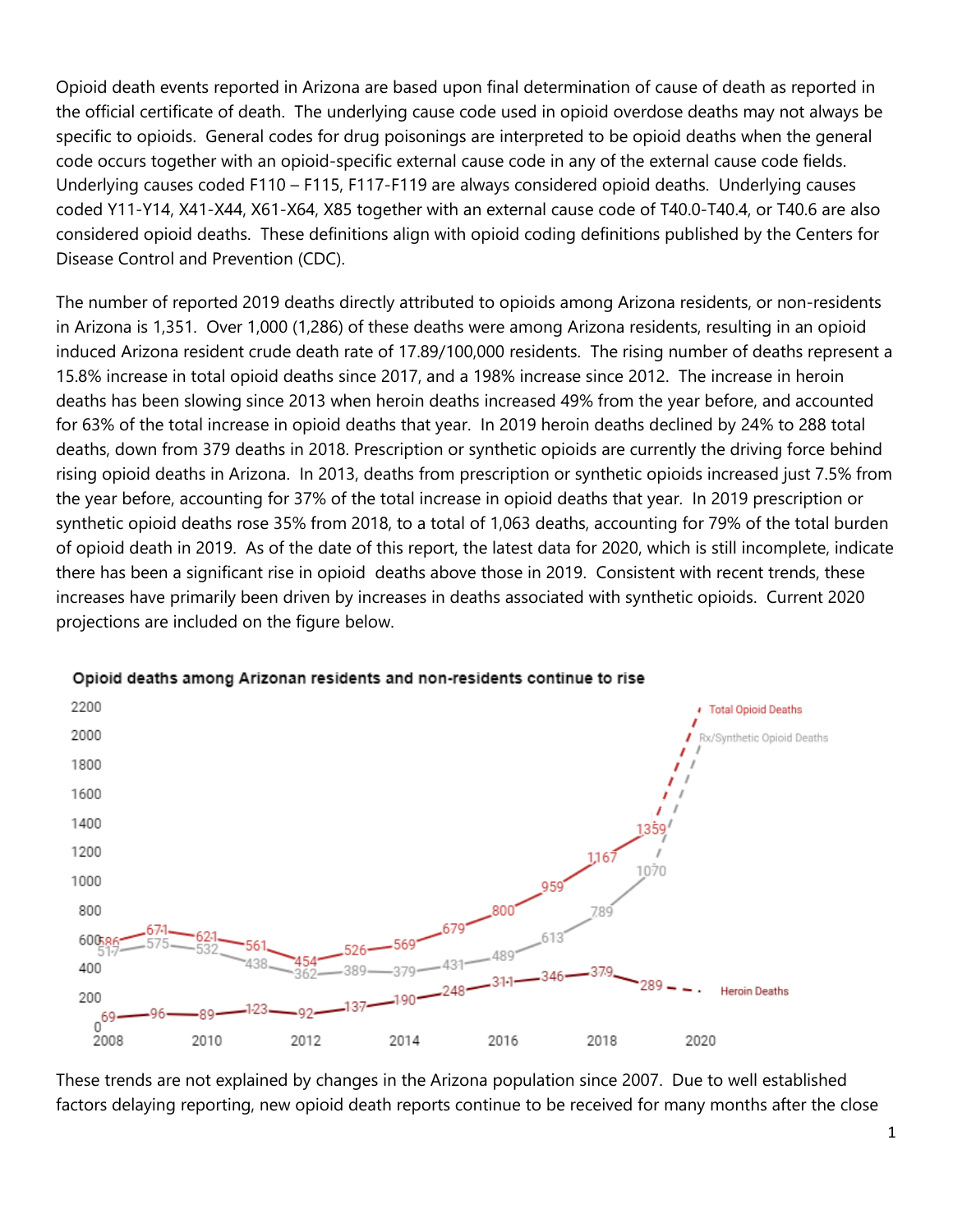Opioid death events reported in Arizona are based upon final determination of cause of death as reported in the official certificate of death. The underlying cause code used in opioid overdose deaths may not always be specific to opioids. General codes for drug poisonings are interpreted to be opioid deaths when the general code occurs together with an opioid-specific external cause code in any of the external cause code fields. Underlying causes coded F110 – F115, F117-F119 are always considered opioid deaths. Underlying causes coded Y11-Y14, X41-X44, X61-X64, X85 together with an external cause code of T40.0-T40.4, or T40.6 are also considered opioid deaths. These definitions align with opioid coding definitions published by the Centers for Disease Control and Prevention (CDC).

The number of reported 2019 deaths directly attributed to opioids among Arizona residents, or non-residents in Arizona is 1,351. Over 1,000 (1,286) of these deaths were among Arizona residents, resulting in an opioid induced Arizona resident crude death rate of 17.89/100,000 residents. The rising number of deaths represent a 15.8% increase in total opioid deaths since 2017, and a 198% increase since 2012. The increase in heroin deaths has been slowing since 2013 when heroin deaths increased 49% from the year before, and accounted for 63% of the total increase in opioid deaths that year. In 2019 heroin deaths declined by 24% to 288 total deaths, down from 379 deaths in 2018. Prescription or synthetic opioids are currently the driving force behind rising opioid deaths in Arizona. In 2013, deaths from prescription or synthetic opioids increased just 7.5% from the year before, accounting for 37% of the total increase in opioid deaths that year. In 2019 prescription or synthetic opioid deaths rose 35% from 2018, to a total of 1,063 deaths, accounting for 79% of the total burden of opioid death in 2019. As of the date of this report, the latest data for 2020, which is still incomplete, indicate there has been a significant rise in opioid deaths above those in 2019. Consistent with recent trends, these increases have primarily been driven by increases in deaths associated with synthetic opioids. Current 2020 projections are included on the figure below.

**Opioid deaths among Arizonan residents and non-residents continue to rise**

| Year | Total Opioid Deaths | Rx/Synthetic Opioid Deaths | Heroin Deaths |
|---|---|---|---|
| 2008 | 586 | 517 | 69 |
| 2009 | 671 | 575 | 96 |
| 2010 | 621 | 532 | 89 |
| 2011 | 561 | 438 | 123 |
| 2012 | 454 | 362 | 92 |
| 2013 | 526 | 389 | 137 |
| 2014 | 569 | 379 | 190 |
| 2015 | 679 | 431 | 248 |
| 2016 | 800 | 489 | 311 |
| 2017 | 959 | 613 | 346 |
| 2018 | 1,167 | 789 | 379 |
| 2019 | 1359 | 1070 | 289 |

These trends are not explained by changes in the Arizona population since 2007. Due to well established factors delaying reporting, new opioid death reports continue to be received for many months after the close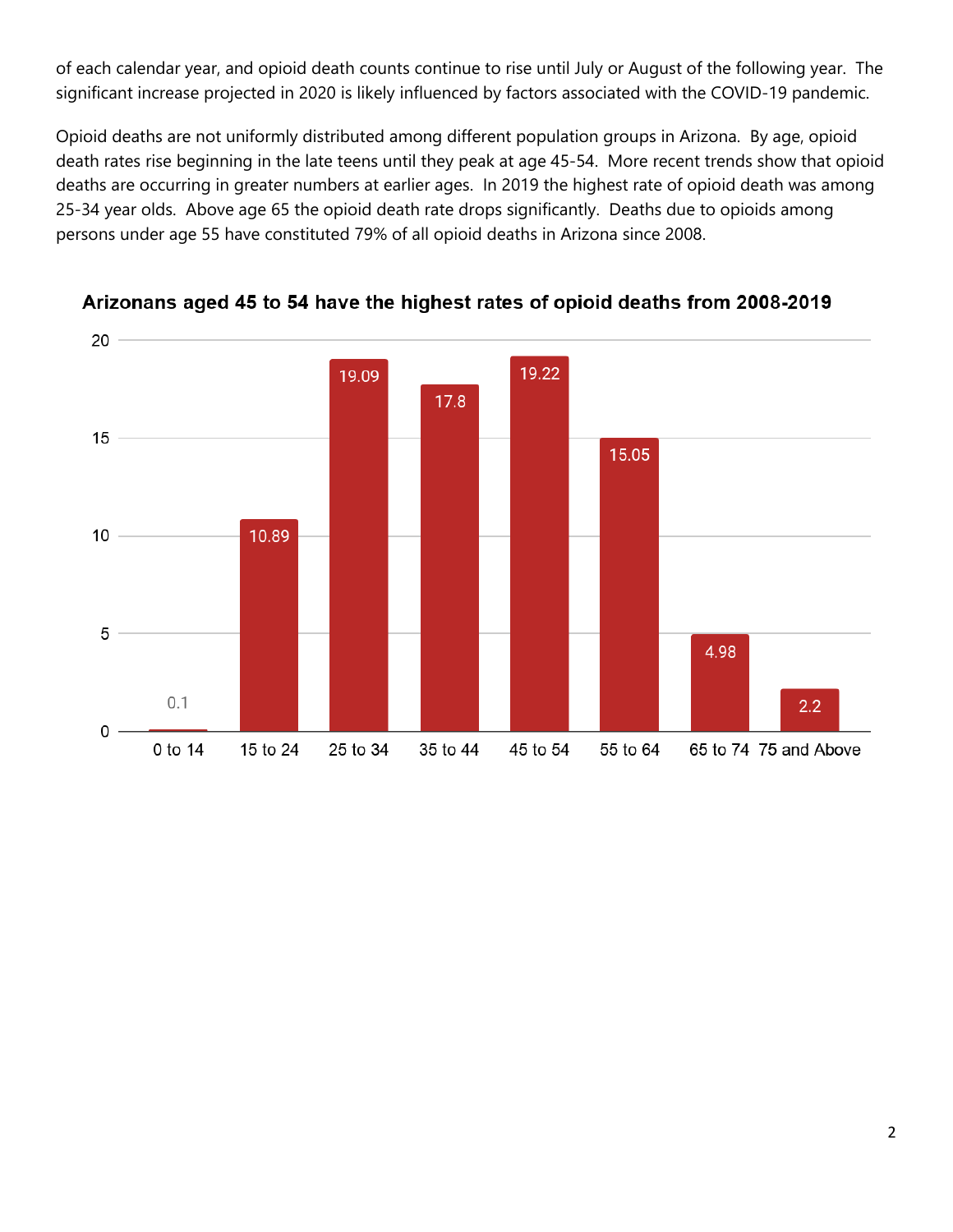of each calendar year, and opioid death counts continue to rise until July or August of the following year. The significant increase projected in 2020 is likely influenced by factors associated with the COVID-19 pandemic.

Opioid deaths are not uniformly distributed among different population groups in Arizona. By age, opioid death rates rise beginning in the late teens until they peak at age 45-54. More recent trends show that opioid deaths are occurring in greater numbers at earlier ages. In 2019 the highest rate of opioid death was among 25-34 year olds. Above age 65 the opioid death rate drops significantly. Deaths due to opioids among persons under age 55 have constituted 79% of all opioid deaths in Arizona since 2008.

**Arizonans aged 45 to 54 have the highest rates of opioid deaths from 2008-2019**

| Age Group | Rate |
| --- | --- |
| 0 to 14 | 0.1 |
| 15 to 24 | 10.89 |
| 25 to 34 | 19.09 |
| 35 to 44 | 17.8 |
| 45 to 54 | 19.22 |
| 55 to 64 | 15.05 |
| 65 to 74 | 4.98 |
| 75 and Above | 2.2 |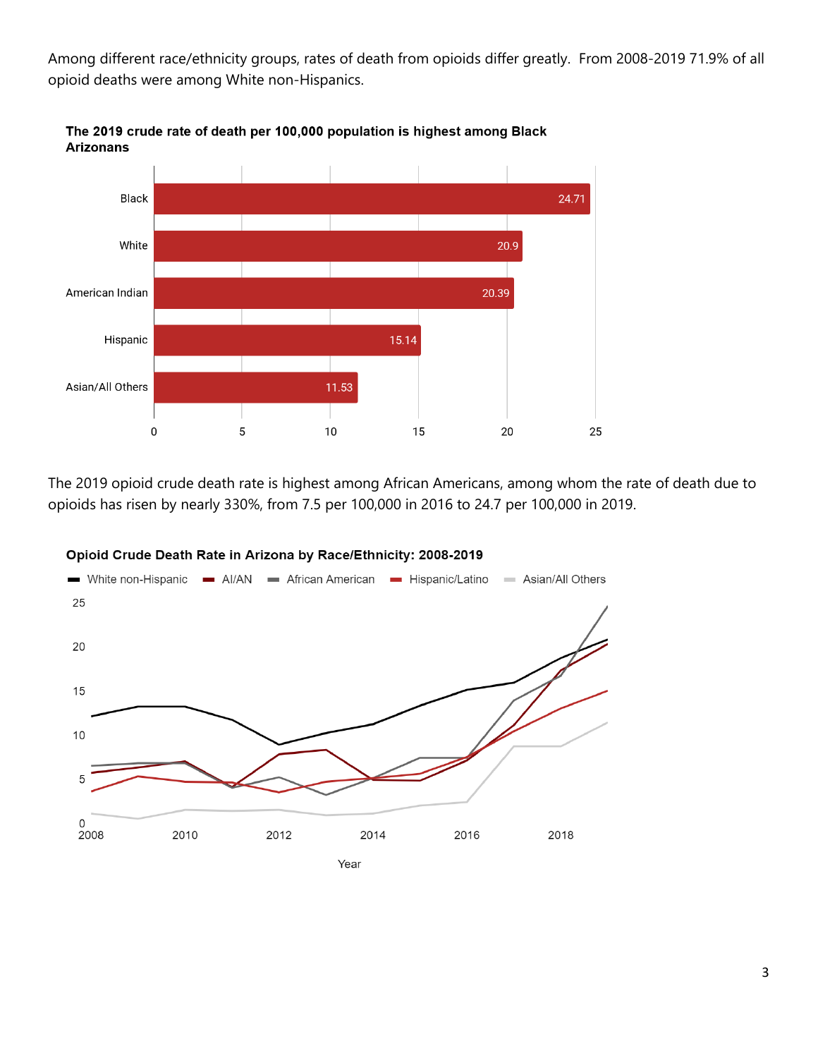Among different race/ethnicity groups, rates of death from opioids differ greatly. From 2008-2019 71.9% of all opioid deaths were among White non-Hispanics.

**The 2019 crude rate of death per 100,000 population is highest among Black Arizonans**

| Race/Ethnicity | Rate |
|---|---|
| Black | 24.71 |
| White | 20.9 |
| American Indian | 20.39 |
| Hispanic | 15.14 |
| Asian/All Others | 11.53 |

The 2019 opioid crude death rate is highest among African Americans, among whom the rate of death due to opioids has risen by nearly 330%, from 7.5 per 100,000 in 2016 to 24.7 per 100,000 in 2019.

**Opioid Crude Death Rate in Arizona by Race/Ethnicity: 2008-2019**

White non-Hispanic, AI/AN, African American, Hispanic/Latino, Asian/All Others

Year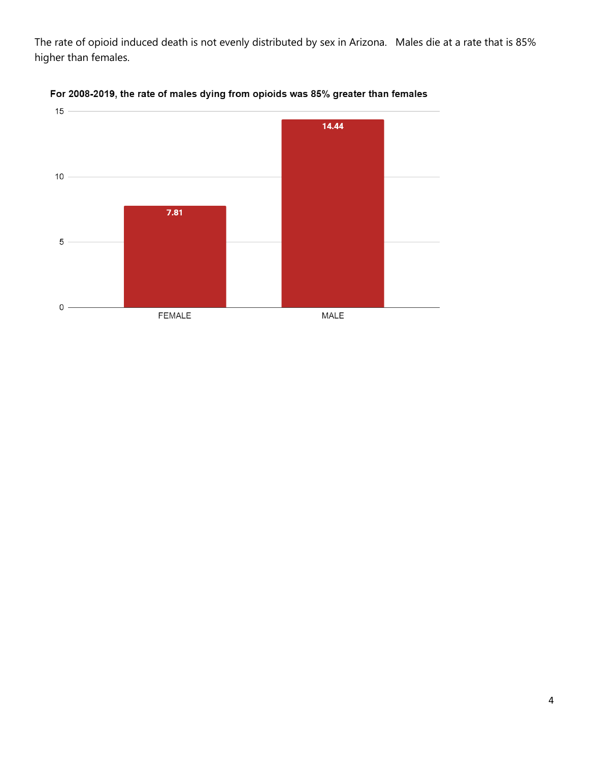The rate of opioid induced death is not evenly distributed by sex in Arizona.   Males die at a rate that is 85% higher than females.

**For 2008-2019, the rate of males dying from opioids was 85% greater than females**

| Sex | Rate |
|---|---|
| FEMALE | 7.81 |
| MALE | 14.44 |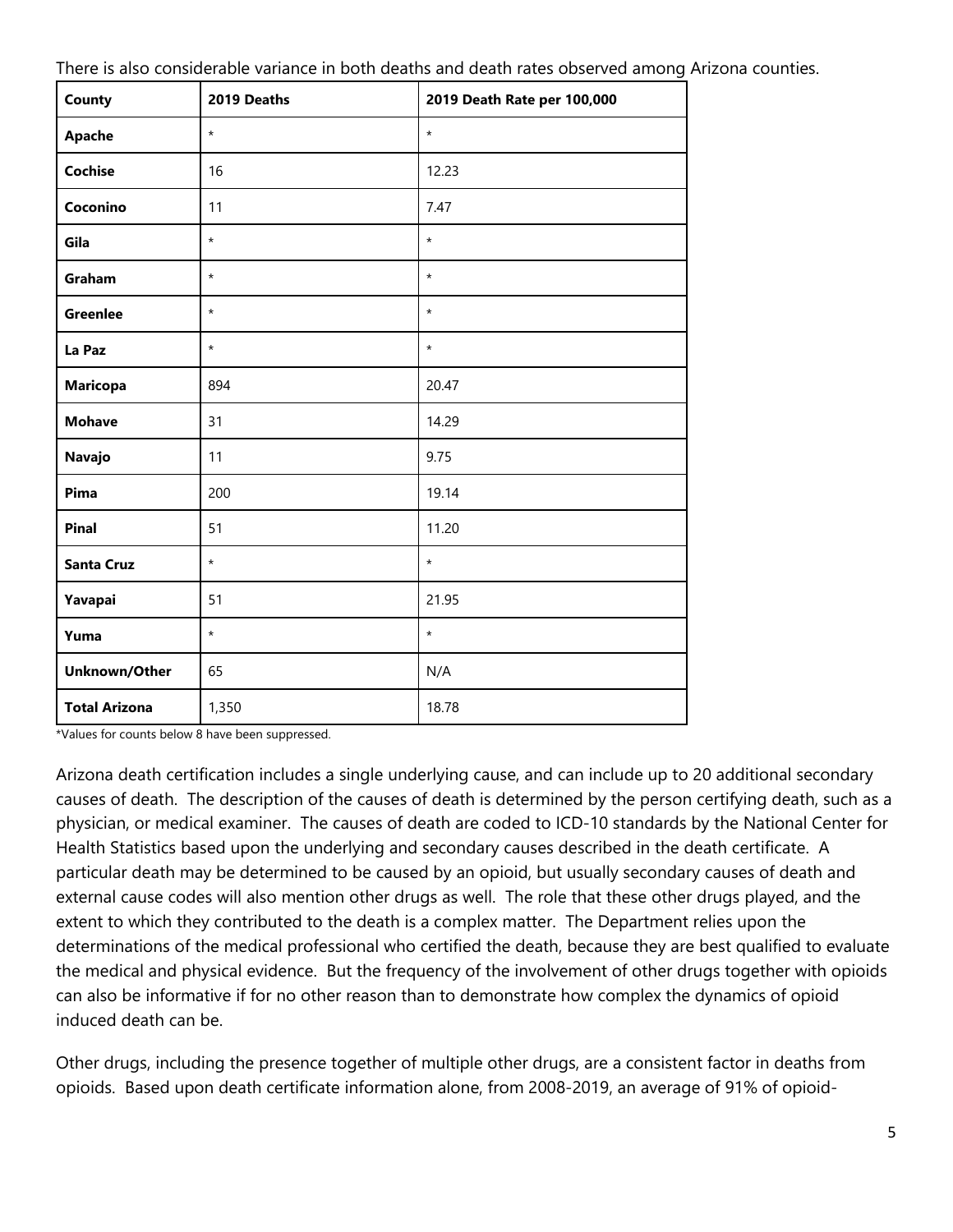There is also considerable variance in both deaths and death rates observed among Arizona counties.

| County | 2019 Deaths | 2019 Death Rate per 100,000 |
|---|---|---|
| **Apache** | * | * |
| **Cochise** | 16 | 12.23 |
| **Coconino** | 11 | 7.47 |
| **Gila** | * | * |
| **Graham** | * | * |
| **Greenlee** | * | * |
| **La Paz** | * | * |
| **Maricopa** | 894 | 20.47 |
| **Mohave** | 31 | 14.29 |
| **Navajo** | 11 | 9.75 |
| **Pima** | 200 | 19.14 |
| **Pinal** | 51 | 11.20 |
| **Santa Cruz** | * | * |
| **Yavapai** | 51 | 21.95 |
| **Yuma** | * | * |
| **Unknown/Other** | 65 | N/A |
| **Total Arizona** | 1,350 | 18.78 |

*Values for counts below 8 have been suppressed.

Arizona death certification includes a single underlying cause, and can include up to 20 additional secondary causes of death. The description of the causes of death is determined by the person certifying death, such as a physician, or medical examiner. The causes of death are coded to ICD-10 standards by the National Center for Health Statistics based upon the underlying and secondary causes described in the death certificate. A particular death may be determined to be caused by an opioid, but usually secondary causes of death and external cause codes will also mention other drugs as well. The role that these other drugs played, and the extent to which they contributed to the death is a complex matter. The Department relies upon the determinations of the medical professional who certified the death, because they are best qualified to evaluate the medical and physical evidence. But the frequency of the involvement of other drugs together with opioids can also be informative if for no other reason than to demonstrate how complex the dynamics of opioid induced death can be.

Other drugs, including the presence together of multiple other drugs, are a consistent factor in deaths from opioids. Based upon death certificate information alone, from 2008-2019, an average of 91% of opioid-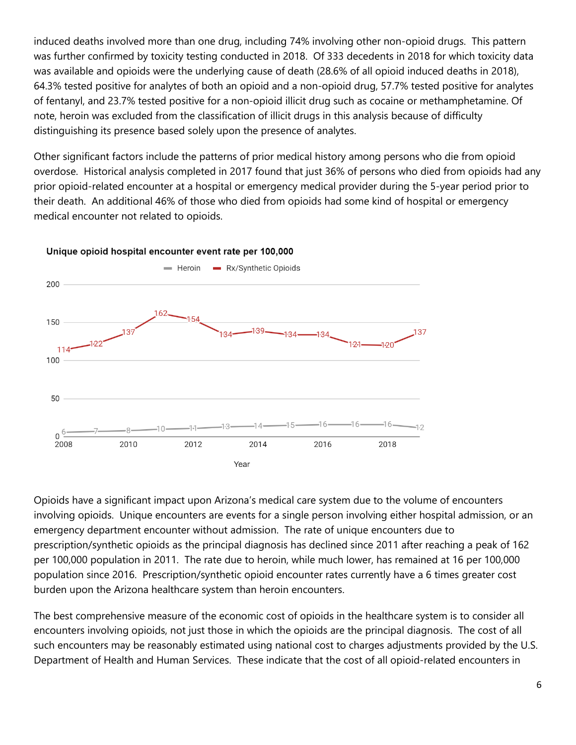induced deaths involved more than one drug, including 74% involving other non-opioid drugs. This pattern was further confirmed by toxicity testing conducted in 2018. Of 333 decedents in 2018 for which toxicity data was available and opioids were the underlying cause of death (28.6% of all opioid induced deaths in 2018), 64.3% tested positive for analytes of both an opioid and a non-opioid drug, 57.7% tested positive for analytes of fentanyl, and 23.7% tested positive for a non-opioid illicit drug such as cocaine or methamphetamine. Of note, heroin was excluded from the classification of illicit drugs in this analysis because of difficulty distinguishing its presence based solely upon the presence of analytes.

Other significant factors include the patterns of prior medical history among persons who die from opioid overdose. Historical analysis completed in 2017 found that just 36% of persons who died from opioids had any prior opioid-related encounter at a hospital or emergency medical provider during the 5-year period prior to their death. An additional 46% of those who died from opioids had some kind of hospital or emergency medical encounter not related to opioids.

**Unique opioid hospital encounter event rate per 100,000**

| Year | Heroin | Rx/Synthetic Opioids |
|---|---|---|
| 2008 | 6 | 114 |
| 2009 | 7 | 122 |
| 2010 | 8 | 137 |
| 2011 | 10 | 162 |
| 2012 | 11 | 154 |
| 2013 | 13 | 134 |
| 2014 | 14 | 139 |
| 2015 | 15 | 134 |
| 2016 | 16 | 134 |
| 2017 | 16 | 121 |
| 2018 | 16 | 120 |
| 2019 | 12 | 137 |

Opioids have a significant impact upon Arizona's medical care system due to the volume of encounters involving opioids. Unique encounters are events for a single person involving either hospital admission, or an emergency department encounter without admission. The rate of unique encounters due to prescription/synthetic opioids as the principal diagnosis has declined since 2011 after reaching a peak of 162 per 100,000 population in 2011. The rate due to heroin, while much lower, has remained at 16 per 100,000 population since 2016. Prescription/synthetic opioid encounter rates currently have a 6 times greater cost burden upon the Arizona healthcare system than heroin encounters.

The best comprehensive measure of the economic cost of opioids in the healthcare system is to consider all encounters involving opioids, not just those in which the opioids are the principal diagnosis. The cost of all such encounters may be reasonably estimated using national cost to charges adjustments provided by the U.S. Department of Health and Human Services. These indicate that the cost of all opioid-related encounters in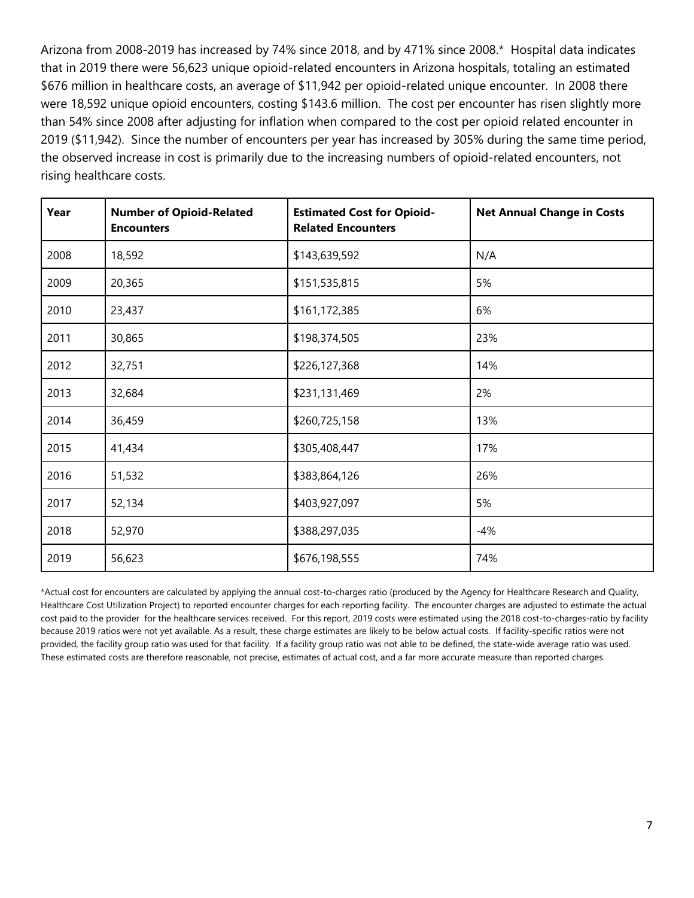Arizona from 2008-2019 has increased by 74% since 2018, and by 471% since 2008.* Hospital data indicates that in 2019 there were 56,623 unique opioid-related encounters in Arizona hospitals, totaling an estimated $676 million in healthcare costs, an average of $11,942 per opioid-related unique encounter. In 2008 there were 18,592 unique opioid encounters, costing $143.6 million. The cost per encounter has risen slightly more than 54% since 2008 after adjusting for inflation when compared to the cost per opioid related encounter in 2019 ($11,942). Since the number of encounters per year has increased by 305% during the same time period, the observed increase in cost is primarily due to the increasing numbers of opioid-related encounters, not rising healthcare costs.

| Year | Number of Opioid-Related Encounters | Estimated Cost for Opioid-Related Encounters | Net Annual Change in Costs |
|---|---|---|---|
| 2008 | 18,592 | $143,639,592 | N/A |
| 2009 | 20,365 | $151,535,815 | 5% |
| 2010 | 23,437 | $161,172,385 | 6% |
| 2011 | 30,865 | $198,374,505 | 23% |
| 2012 | 32,751 | $226,127,368 | 14% |
| 2013 | 32,684 | $231,131,469 | 2% |
| 2014 | 36,459 | $260,725,158 | 13% |
| 2015 | 41,434 | $305,408,447 | 17% |
| 2016 | 51,532 | $383,864,126 | 26% |
| 2017 | 52,134 | $403,927,097 | 5% |
| 2018 | 52,970 | $388,297,035 | -4% |
| 2019 | 56,623 | $676,198,555 | 74% |

*Actual cost for encounters are calculated by applying the annual cost-to-charges ratio (produced by the Agency for Healthcare Research and Quality, Healthcare Cost Utilization Project) to reported encounter charges for each reporting facility. The encounter charges are adjusted to estimate the actual cost paid to the provider for the healthcare services received. For this report, 2019 costs were estimated using the 2018 cost-to-charges-ratio by facility because 2019 ratios were not yet available. As a result, these charge estimates are likely to be below actual costs. If facility-specific ratios were not provided, the facility group ratio was used for that facility. If a facility group ratio was not able to be defined, the state-wide average ratio was used. These estimated costs are therefore reasonable, not precise, estimates of actual cost, and a far more accurate measure than reported charges.